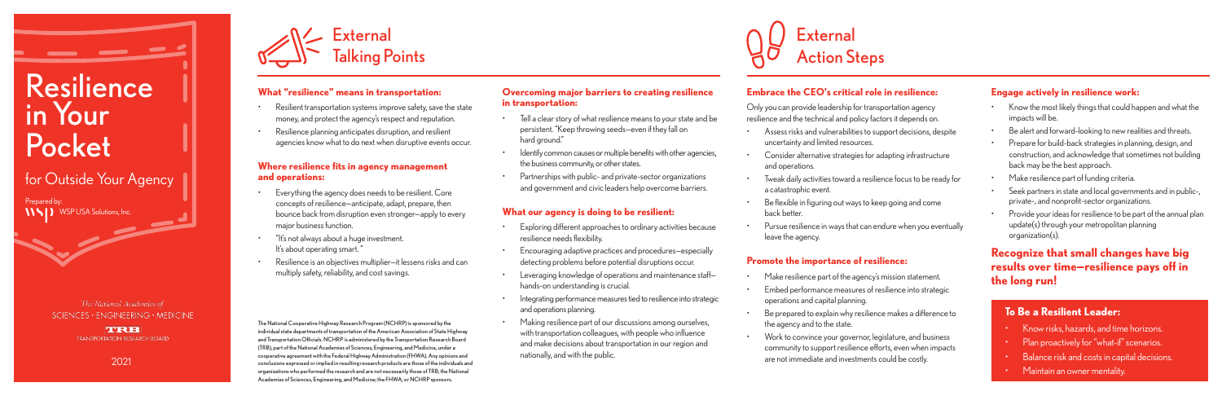# Resilience in Your Pocket

## for Outside Your Agency

Prepared by:
WSP USA Solutions, Inc.

The National Academies of SCIENCES • ENGINEERING • MEDICINE

TRB TRANSPORTATION RESEARCH BOARD

2021

# External Talking Points

### What "resilience" means in transportation:

- Resilient transportation systems improve safety, save the state money, and protect the agency's respect and reputation.
- Resilience planning anticipates disruption, and resilient agencies know what to do next when disruptive events occur.

### Where resilience fits in agency management and operations:

- Everything the agency does needs to be resilient. Core concepts of resilience—anticipate, adapt, prepare, then bounce back from disruption even stronger—apply to every major business function.
- "It's not always about a huge investment. It's about operating smart."
- Resilience is an objectives multiplier—it lessens risks and can multiply safety, reliability, and cost savings.

### Overcoming major barriers to creating resilience in transportation:

- Tell a clear story of what resilience means to your state and be persistent. "Keep throwing seeds—even if they fall on hard ground."
- Identify common causes or multiple benefits with other agencies, the business community, or other states.
- Partnerships with public- and private-sector organizations and government and civic leaders help overcome barriers.

### What our agency is doing to be resilient:

- Exploring different approaches to ordinary activities because resilience needs flexibility.
- Encouraging adaptive practices and procedures—especially detecting problems before potential disruptions occur.
- Leveraging knowledge of operations and maintenance staff—hands-on understanding is crucial.
- Integrating performance measures tied to resilience into strategic and operations planning.
- Making resilience part of our discussions among ourselves, with transportation colleagues, with people who influence and make decisions about transportation in our region and nationally, and with the public.

The National Cooperative Highway Research Program (NCHRP) is sponsored by the individual state departments of transportation of the American Association of State Highway and Transportation Officials. NCHRP is administered by the Transportation Research Board (TRB), part of the National Academies of Sciences, Engineering, and Medicine, under a cooperative agreement with the Federal Highway Administration (FHWA). Any opinions and conclusions expressed or implied in resulting research products are those of the individuals and organizations who performed the research and are not necessarily those of TRB; the National Academies of Sciences, Engineering, and Medicine; the FHWA; or NCHRP sponsors.

# External Action Steps

### Embrace the CEO's critical role in resilience:

Only you can provide leadership for transportation agency resilience and the technical and policy factors it depends on.

- Assess risks and vulnerabilities to support decisions, despite uncertainty and limited resources.
- Consider alternative strategies for adapting infrastructure and operations.
- Tweak daily activities toward a resilience focus to be ready for a catastrophic event.
- Be flexible in figuring out ways to keep going and come back better.
- Pursue resilience in ways that can endure when you eventually leave the agency.

### Promote the importance of resilience:

- Make resilience part of the agency's mission statement.
- Embed performance measures of resilience into strategic operations and capital planning.
- Be prepared to explain why resilience makes a difference to the agency and to the state.
- Work to convince your governor, legislature, and business community to support resilience efforts, even when impacts are not immediate and investments could be costly.

### Engage actively in resilience work:

- Know the most likely things that could happen and what the impacts will be.
- Be alert and forward-looking to new realities and threats.
- Prepare for build-back strategies in planning, design, and construction, and acknowledge that sometimes not building back may be the best approach.
- Make resilience part of funding criteria.
- Seek partners in state and local governments and in public-, private-, and nonprofit-sector organizations.
- Provide your ideas for resilience to be part of the annual plan update(s) through your metropolitan planning organization(s).

## Recognize that small changes have big results over time—resilience pays off in the long run!

### To Be a Resilient Leader:

- Know risks, hazards, and time horizons.
- Plan proactively for "what-if" scenarios.
- Balance risk and costs in capital decisions.
- Maintain an owner mentality.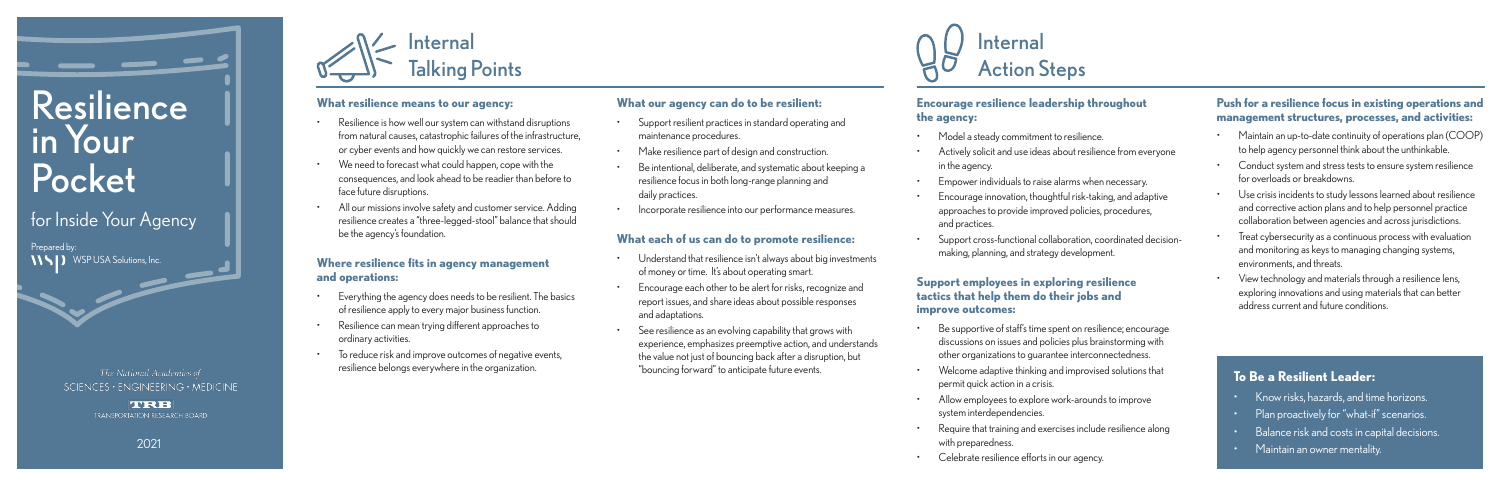# Resilience in Your Pocket

## for Inside Your Agency

Prepared by:
WSP USA Solutions, Inc.

The National Academies of SCIENCES • ENGINEERING • MEDICINE

TRB TRANSPORTATION RESEARCH BOARD

2021

# Internal Talking Points

### What resilience means to our agency:

- Resilience is how well our system can withstand disruptions from natural causes, catastrophic failures of the infrastructure, or cyber events and how quickly we can restore services.
- We need to forecast what could happen, cope with the consequences, and look ahead to be readier than before to face future disruptions.
- All our missions involve safety and customer service. Adding resilience creates a "three-legged-stool" balance that should be the agency's foundation.

### Where resilience fits in agency management and operations:

- Everything the agency does needs to be resilient. The basics of resilience apply to every major business function.
- Resilience can mean trying different approaches to ordinary activities.
- To reduce risk and improve outcomes of negative events, resilience belongs everywhere in the organization.

### What our agency can do to be resilient:

- Support resilient practices in standard operating and maintenance procedures.
- Make resilience part of design and construction.
- Be intentional, deliberate, and systematic about keeping a resilience focus in both long-range planning and daily practices.
- Incorporate resilience into our performance measures.

### What each of us can do to promote resilience:

- Understand that resilience isn't always about big investments of money or time. It's about operating smart.
- Encourage each other to be alert for risks, recognize and report issues, and share ideas about possible responses and adaptations.
- See resilience as an evolving capability that grows with experience, emphasizes preemptive action, and understands the value not just of bouncing back after a disruption, but "bouncing forward" to anticipate future events.

# Internal Action Steps

### Encourage resilience leadership throughout the agency:

- Model a steady commitment to resilience.
- Actively solicit and use ideas about resilience from everyone in the agency.
- Empower individuals to raise alarms when necessary.
- Encourage innovation, thoughtful risk-taking, and adaptive approaches to provide improved policies, procedures, and practices.
- Support cross-functional collaboration, coordinated decision-making, planning, and strategy development.

### Support employees in exploring resilience tactics that help them do their jobs and improve outcomes:

- Be supportive of staff's time spent on resilience; encourage discussions on issues and policies plus brainstorming with other organizations to guarantee interconnectedness.
- Welcome adaptive thinking and improvised solutions that permit quick action in a crisis.
- Allow employees to explore work-arounds to improve system interdependencies.
- Require that training and exercises include resilience along with preparedness.
- Celebrate resilience efforts in our agency.

### Push for a resilience focus in existing operations and management structures, processes, and activities:

- Maintain an up-to-date continuity of operations plan (COOP) to help agency personnel think about the unthinkable.
- Conduct system and stress tests to ensure system resilience for overloads or breakdowns.
- Use crisis incidents to study lessons learned about resilience and corrective action plans and to help personnel practice collaboration between agencies and across jurisdictions.
- Treat cybersecurity as a continuous process with evaluation and monitoring as keys to managing changing systems, environments, and threats.
- View technology and materials through a resilience lens, exploring innovations and using materials that can better address current and future conditions.

### To Be a Resilient Leader:

- Know risks, hazards, and time horizons.
- Plan proactively for "what-if" scenarios.
- Balance risk and costs in capital decisions.
- Maintain an owner mentality.